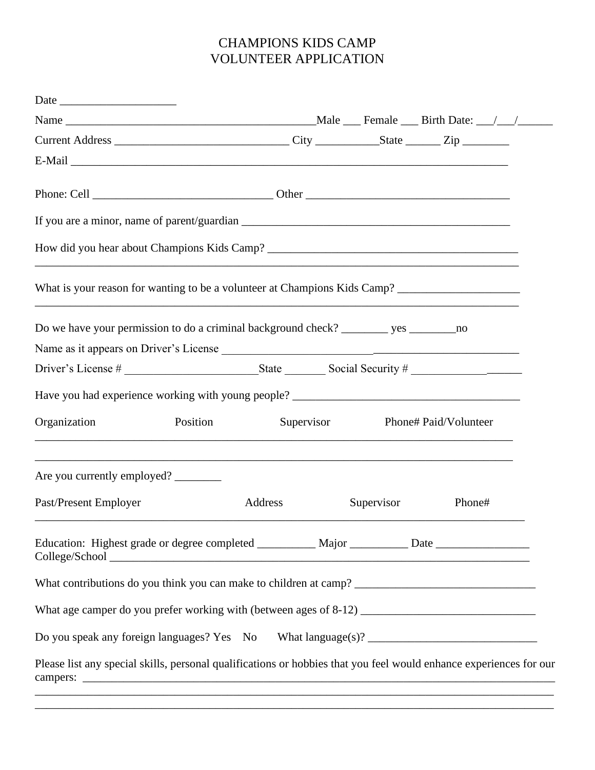# CHAMPIONS KIDS CAMP
# VOLUNTEER APPLICATION

Date ____________________

Name _____________________________________________Male ___ Female ___ Birth Date: ___/___/______

Current Address ______________________________ City ___________State ______ Zip ________

E-Mail ____________________________________________________________________________

Phone: Cell _______________________________ Other ___________________________________

If you are a minor, name of parent/guardian ______________________________________________

How did you hear about Champions Kids Camp? ___________________________________________
__________________________________________________________________________________

What is your reason for wanting to be a volunteer at Champions Kids Camp? _____________________
__________________________________________________________________________________

Do we have your permission to do a criminal background check? ________ yes ________no

Name as it appears on Driver's License ___________________________________________________

Driver's License # _______________________State _______ Social Security # ___________________

Have you had experience working with young people? ______________________________________

| Organization | Position | Supervisor | Phone# | Paid/Volunteer |
|---|---|---|---|---|
| | | | | |
| | | | | |

Are you currently employed? ________

| Past/Present Employer | Address | Supervisor | Phone# |
|---|---|---|---|
| | | | |

Education: Highest grade or degree completed __________ Major __________ Date ________________
College/School ______________________________________________________________________

What contributions do you think you can make to children at camp? _______________________________

What age camper do you prefer working with (between ages of 8-12) ______________________________

Do you speak any foreign languages? Yes No What language(s)? _____________________________

Please list any special skills, personal qualifications or hobbies that you feel would enhance experiences for our campers: _________________________________________________________________________
__________________________________________________________________________________
__________________________________________________________________________________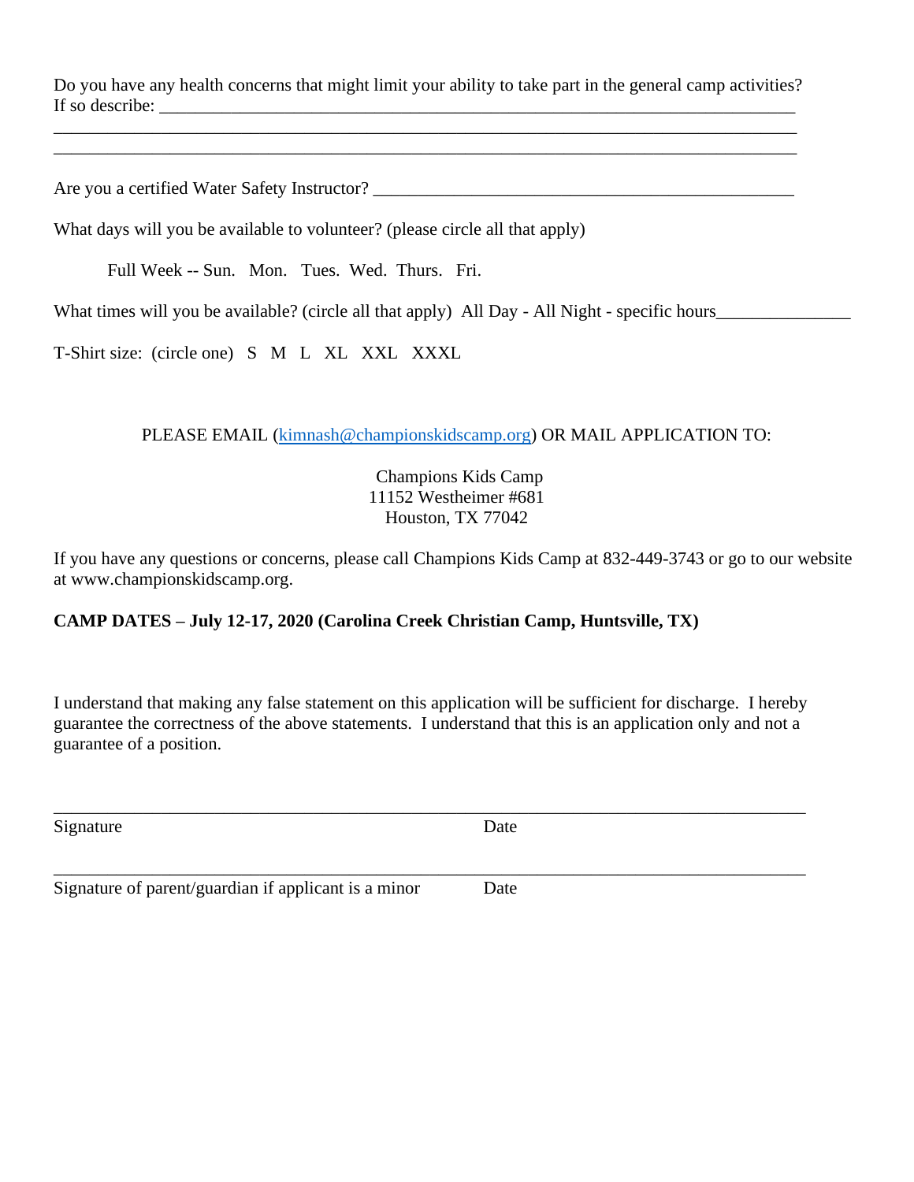Do you have any health concerns that might limit your ability to take part in the general camp activities?
If so describe: ____________________________________________________________________________
______________________________________________________________________________________
______________________________________________________________________________________

Are you a certified Water Safety Instructor? _________________________________________________

What days will you be available to volunteer? (please circle all that apply)

Full Week -- Sun. Mon. Tues. Wed. Thurs. Fri.

What times will you be available? (circle all that apply) All Day - All Night - specific hours_______________

T-Shirt size: (circle one) S M L XL XXL XXXL

PLEASE EMAIL (kimnash@championskidscamp.org) OR MAIL APPLICATION TO:

Champions Kids Camp
11152 Westheimer #681
Houston, TX 77042

If you have any questions or concerns, please call Champions Kids Camp at 832-449-3743 or go to our website at www.championskidscamp.org.

**CAMP DATES – July 12-17, 2020 (Carolina Creek Christian Camp, Huntsville, TX)**

I understand that making any false statement on this application will be sufficient for discharge. I hereby guarantee the correctness of the above statements. I understand that this is an application only and not a guarantee of a position.

______________________________________________________________________________________
Signature Date

______________________________________________________________________________________
Signature of parent/guardian if applicant is a minor Date